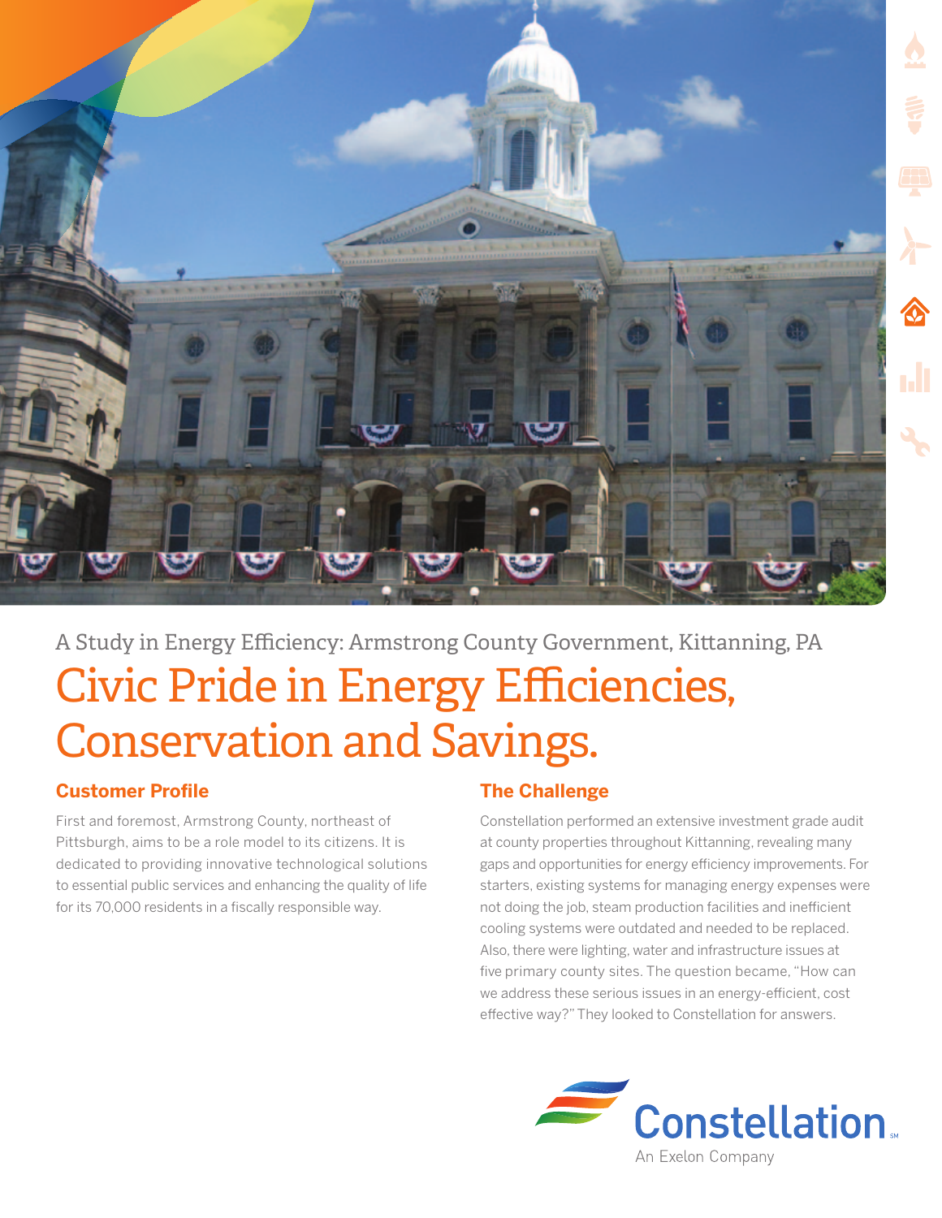A Study in Energy Efficiency: Armstrong County Government, Kittanning, PA

# Civic Pride in Energy Efficiencies, Conservation and Savings.

## Customer Profile

First and foremost, Armstrong County, northeast of Pittsburgh, aims to be a role model to its citizens. It is dedicated to providing innovative technological solutions to essential public services and enhancing the quality of life for its 70,000 residents in a fiscally responsible way.

## The Challenge

Constellation performed an extensive investment grade audit at county properties throughout Kittanning, revealing many gaps and opportunities for energy efficiency improvements. For starters, existing systems for managing energy expenses were not doing the job, steam production facilities and inefficient cooling systems were outdated and needed to be replaced. Also, there were lighting, water and infrastructure issues at five primary county sites. The question became, "How can we address these serious issues in an energy-efficient, cost effective way?" They looked to Constellation for answers.

Constellation
An Exelon Company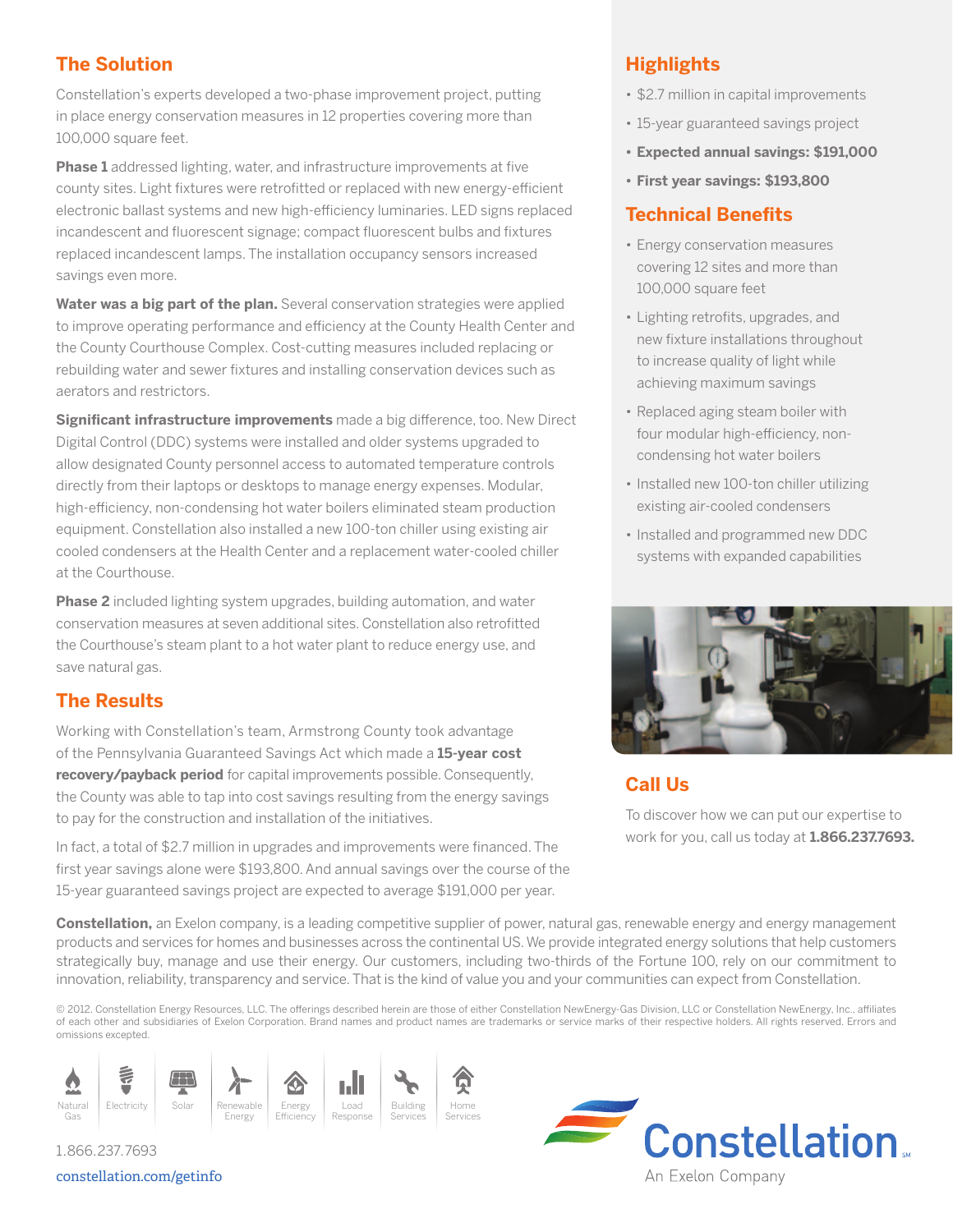## The Solution

Constellation's experts developed a two-phase improvement project, putting in place energy conservation measures in 12 properties covering more than 100,000 square feet.

**Phase 1** addressed lighting, water, and infrastructure improvements at five county sites. Light fixtures were retrofitted or replaced with new energy-efficient electronic ballast systems and new high-efficiency luminaries. LED signs replaced incandescent and fluorescent signage; compact fluorescent bulbs and fixtures replaced incandescent lamps. The installation occupancy sensors increased savings even more.

**Water was a big part of the plan.** Several conservation strategies were applied to improve operating performance and efficiency at the County Health Center and the County Courthouse Complex. Cost-cutting measures included replacing or rebuilding water and sewer fixtures and installing conservation devices such as aerators and restrictors.

**Significant infrastructure improvements** made a big difference, too. New Direct Digital Control (DDC) systems were installed and older systems upgraded to allow designated County personnel access to automated temperature controls directly from their laptops or desktops to manage energy expenses. Modular, high-efficiency, non-condensing hot water boilers eliminated steam production equipment. Constellation also installed a new 100-ton chiller using existing air cooled condensers at the Health Center and a replacement water-cooled chiller at the Courthouse.

**Phase 2** included lighting system upgrades, building automation, and water conservation measures at seven additional sites. Constellation also retrofitted the Courthouse's steam plant to a hot water plant to reduce energy use, and save natural gas.

## The Results

Working with Constellation's team, Armstrong County took advantage of the Pennsylvania Guaranteed Savings Act which made a **15-year cost recovery/payback period** for capital improvements possible. Consequently, the County was able to tap into cost savings resulting from the energy savings to pay for the construction and installation of the initiatives.

In fact, a total of $2.7 million in upgrades and improvements were financed. The first year savings alone were $193,800. And annual savings over the course of the 15-year guaranteed savings project are expected to average $191,000 per year.

## Highlights

- $2.7 million in capital improvements
- 15-year guaranteed savings project
- **Expected annual savings: $191,000**
- **First year savings: $193,800**

## Technical Benefits

- Energy conservation measures covering 12 sites and more than 100,000 square feet
- Lighting retrofits, upgrades, and new fixture installations throughout to increase quality of light while achieving maximum savings
- Replaced aging steam boiler with four modular high-efficiency, non-condensing hot water boilers
- Installed new 100-ton chiller utilizing existing air-cooled condensers
- Installed and programmed new DDC systems with expanded capabilities

## Call Us

To discover how we can put our expertise to work for you, call us today at **1.866.237.7693.**

**Constellation,** an Exelon company, is a leading competitive supplier of power, natural gas, renewable energy and energy management products and services for homes and businesses across the continental US. We provide integrated energy solutions that help customers strategically buy, manage and use their energy. Our customers, including two-thirds of the Fortune 100, rely on our commitment to innovation, reliability, transparency and service. That is the kind of value you and your communities can expect from Constellation.

© 2012. Constellation Energy Resources, LLC. The offerings described herein are those of either Constellation NewEnergy-Gas Division, LLC or Constellation NewEnergy, Inc., affiliates of each other and subsidiaries of Exelon Corporation. Brand names and product names are trademarks or service marks of their respective holders. All rights reserved. Errors and omissions excepted.

Natural Gas | Electricity | Solar | Renewable Energy | Energy Efficiency | Load Response | Building Services | Home Services

1.866.237.7693

constellation.com/getinfo

Constellation
An Exelon Company